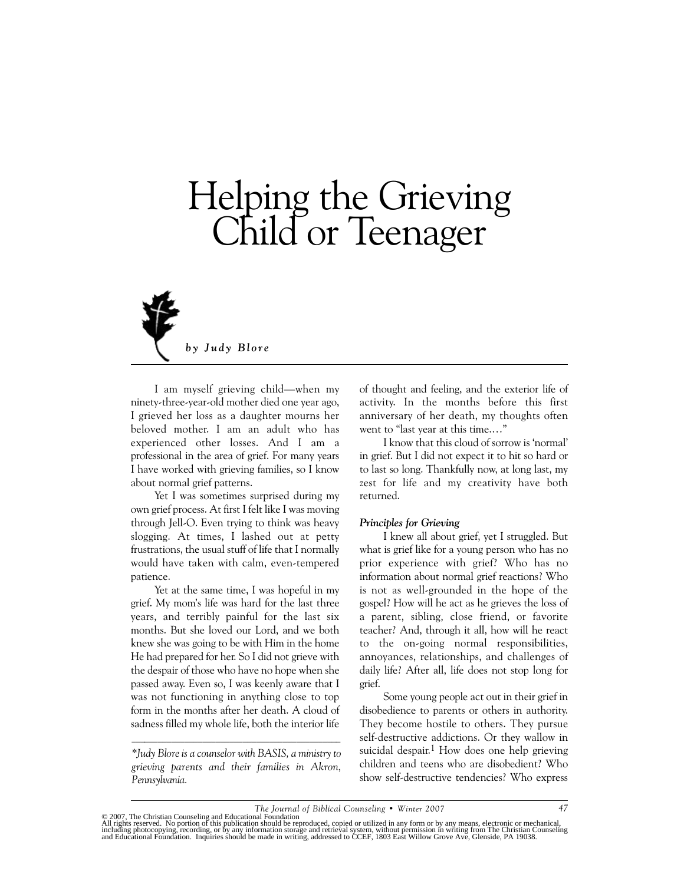# Helping the Grieving Child or Teenager

***by Judy Blore***

I am myself grieving child—when my ninety-three-year-old mother died one year ago, I grieved her loss as a daughter mourns her beloved mother. I am an adult who has experienced other losses. And I am a professional in the area of grief. For many years I have worked with grieving families, so I know about normal grief patterns.

Yet I was sometimes surprised during my own grief process. At first I felt like I was moving through Jell-O. Even trying to think was heavy slogging. At times, I lashed out at petty frustrations, the usual stuff of life that I normally would have taken with calm, even-tempered patience.

Yet at the same time, I was hopeful in my grief. My mom's life was hard for the last three years, and terribly painful for the last six months. But she loved our Lord, and we both knew she was going to be with Him in the home He had prepared for her. So I did not grieve with the despair of those who have no hope when she passed away. Even so, I was keenly aware that I was not functioning in anything close to top form in the months after her death. A cloud of sadness filled my whole life, both the interior life of thought and feeling, and the exterior life of activity. In the months before this first anniversary of her death, my thoughts often went to "last year at this time...."

I know that this cloud of sorrow is 'normal' in grief. But I did not expect it to hit so hard or to last so long. Thankfully now, at long last, my zest for life and my creativity have both returned.

### *Principles for Grieving*

I knew all about grief, yet I struggled. But what is grief like for a young person who has no prior experience with grief? Who has no information about normal grief reactions? Who is not as well-grounded in the hope of the gospel? How will he act as he grieves the loss of a parent, sibling, close friend, or favorite teacher? And, through it all, how will he react to the on-going normal responsibilities, annoyances, relationships, and challenges of daily life? After all, life does not stop long for grief.

Some young people act out in their grief in disobedience to parents or others in authority. They become hostile to others. They pursue self-destructive addictions. Or they wallow in suicidal despair.[1] How does one help grieving children and teens who are disobedient? Who show self-destructive tendencies? Who express

---

*\*Judy Blore is a counselor with BASIS, a ministry to grieving parents and their families in Akron, Pennsylvania.*

© 2007, The Christian Counseling and Educational Foundation
All rights reserved. No portion of this publication should be reproduced, copied or utilized in any form or by any means, electronic or mechanical, including photocopying, recording, or by any information storage and retrieval system, without permission in writing from The Christian Counseling and Educational Foundation. Inquiries should be made in writing, addressed to CCEF, 1803 East Willow Grove Ave, Glenside, PA 19038.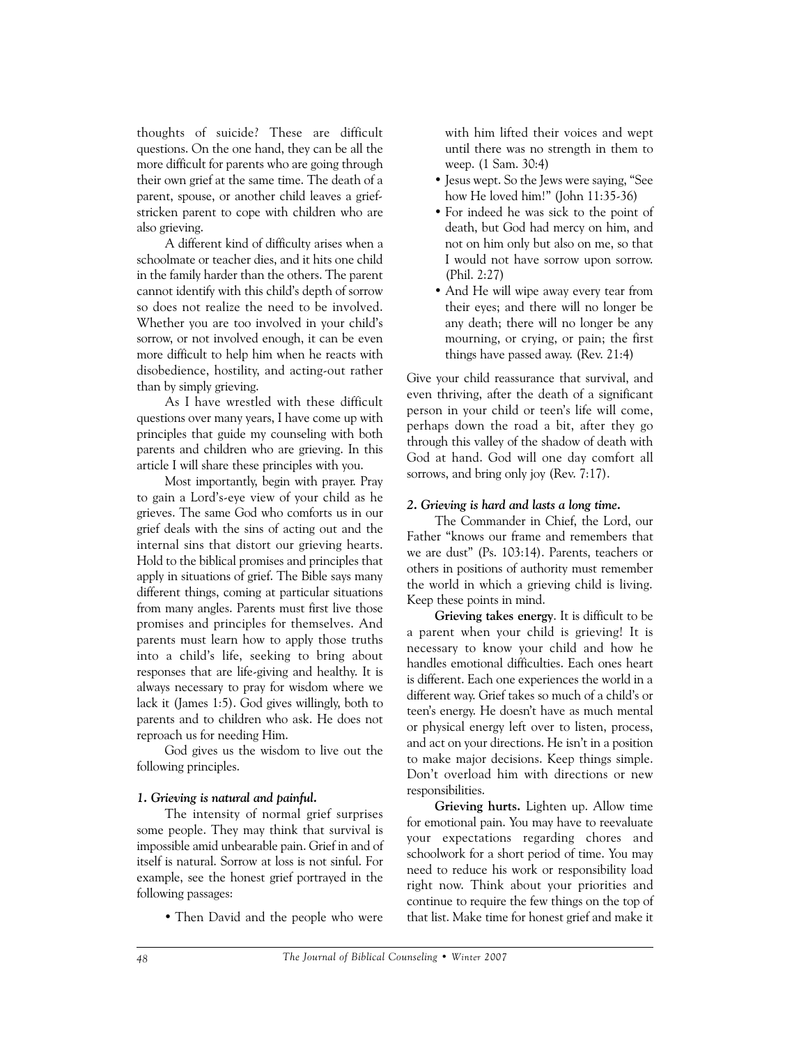thoughts of suicide? These are difficult questions. On the one hand, they can be all the more difficult for parents who are going through their own grief at the same time. The death of a parent, spouse, or another child leaves a grief-stricken parent to cope with children who are also grieving.

A different kind of difficulty arises when a schoolmate or teacher dies, and it hits one child in the family harder than the others. The parent cannot identify with this child's depth of sorrow so does not realize the need to be involved. Whether you are too involved in your child's sorrow, or not involved enough, it can be even more difficult to help him when he reacts with disobedience, hostility, and acting-out rather than by simply grieving.

As I have wrestled with these difficult questions over many years, I have come up with principles that guide my counseling with both parents and children who are grieving. In this article I will share these principles with you.

Most importantly, begin with prayer. Pray to gain a Lord's-eye view of your child as he grieves. The same God who comforts us in our grief deals with the sins of acting out and the internal sins that distort our grieving hearts. Hold to the biblical promises and principles that apply in situations of grief. The Bible says many different things, coming at particular situations from many angles. Parents must first live those promises and principles for themselves. And parents must learn how to apply those truths into a child's life, seeking to bring about responses that are life-giving and healthy. It is always necessary to pray for wisdom where we lack it (James 1:5). God gives willingly, both to parents and to children who ask. He does not reproach us for needing Him.

God gives us the wisdom to live out the following principles.

### *1. Grieving is natural and painful.*

The intensity of normal grief surprises some people. They may think that survival is impossible amid unbearable pain. Grief in and of itself is natural. Sorrow at loss is not sinful. For example, see the honest grief portrayed in the following passages:

- Then David and the people who were with him lifted their voices and wept until there was no strength in them to weep. (1 Sam. 30:4)
- Jesus wept. So the Jews were saying, "See how He loved him!" (John 11:35-36)
- For indeed he was sick to the point of death, but God had mercy on him, and not on him only but also on me, so that I would not have sorrow upon sorrow. (Phil. 2:27)
- And He will wipe away every tear from their eyes; and there will no longer be any death; there will no longer be any mourning, or crying, or pain; the first things have passed away. (Rev. 21:4)

Give your child reassurance that survival, and even thriving, after the death of a significant person in your child or teen's life will come, perhaps down the road a bit, after they go through this valley of the shadow of death with God at hand. God will one day comfort all sorrows, and bring only joy (Rev. 7:17).

### *2. Grieving is hard and lasts a long time.*

The Commander in Chief, the Lord, our Father "knows our frame and remembers that we are dust" (Ps. 103:14). Parents, teachers or others in positions of authority must remember the world in which a grieving child is living. Keep these points in mind.

**Grieving takes energy**. It is difficult to be a parent when your child is grieving! It is necessary to know your child and how he handles emotional difficulties. Each ones heart is different. Each one experiences the world in a different way. Grief takes so much of a child's or teen's energy. He doesn't have as much mental or physical energy left over to listen, process, and act on your directions. He isn't in a position to make major decisions. Keep things simple. Don't overload him with directions or new responsibilities.

**Grieving hurts.** Lighten up. Allow time for emotional pain. You may have to reevaluate your expectations regarding chores and schoolwork for a short period of time. You may need to reduce his work or responsibility load right now. Think about your priorities and continue to require the few things on the top of that list. Make time for honest grief and make it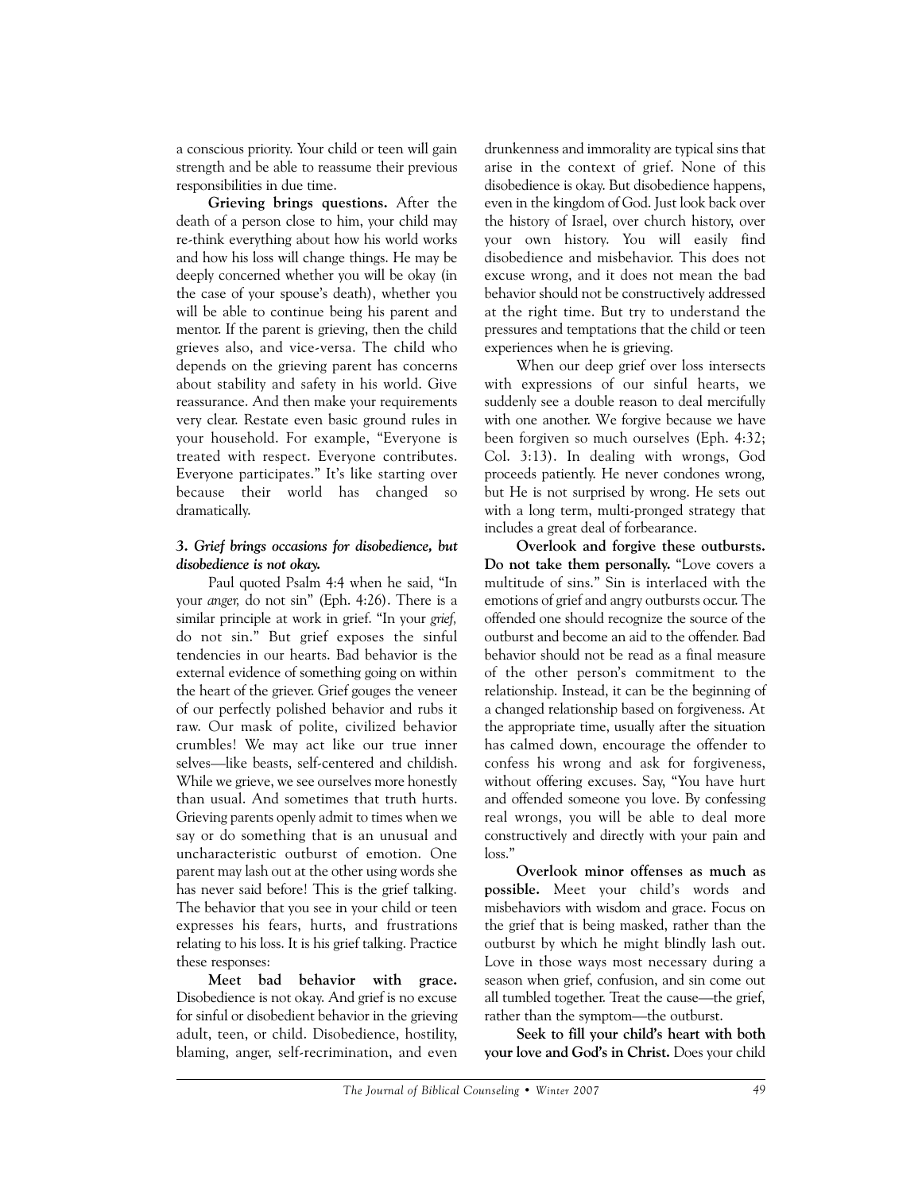a conscious priority. Your child or teen will gain strength and be able to reassume their previous responsibilities in due time.

**Grieving brings questions.** After the death of a person close to him, your child may re-think everything about how his world works and how his loss will change things. He may be deeply concerned whether you will be okay (in the case of your spouse's death), whether you will be able to continue being his parent and mentor. If the parent is grieving, then the child grieves also, and vice-versa. The child who depends on the grieving parent has concerns about stability and safety in his world. Give reassurance. And then make your requirements very clear. Restate even basic ground rules in your household. For example, "Everyone is treated with respect. Everyone contributes. Everyone participates." It's like starting over because their world has changed so dramatically.

### *3. Grief brings occasions for disobedience, but disobedience is not okay.*

Paul quoted Psalm 4:4 when he said, "In your *anger,* do not sin" (Eph. 4:26). There is a similar principle at work in grief. "In your *grief,* do not sin." But grief exposes the sinful tendencies in our hearts. Bad behavior is the external evidence of something going on within the heart of the griever. Grief gouges the veneer of our perfectly polished behavior and rubs it raw. Our mask of polite, civilized behavior crumbles! We may act like our true inner selves—like beasts, self-centered and childish. While we grieve, we see ourselves more honestly than usual. And sometimes that truth hurts. Grieving parents openly admit to times when we say or do something that is an unusual and uncharacteristic outburst of emotion. One parent may lash out at the other using words she has never said before! This is the grief talking. The behavior that you see in your child or teen expresses his fears, hurts, and frustrations relating to his loss. It is his grief talking. Practice these responses:

**Meet bad behavior with grace.** Disobedience is not okay. And grief is no excuse for sinful or disobedient behavior in the grieving adult, teen, or child. Disobedience, hostility, blaming, anger, self-recrimination, and even drunkenness and immorality are typical sins that arise in the context of grief. None of this disobedience is okay. But disobedience happens, even in the kingdom of God. Just look back over the history of Israel, over church history, over your own history. You will easily find disobedience and misbehavior. This does not excuse wrong, and it does not mean the bad behavior should not be constructively addressed at the right time. But try to understand the pressures and temptations that the child or teen experiences when he is grieving.

When our deep grief over loss intersects with expressions of our sinful hearts, we suddenly see a double reason to deal mercifully with one another. We forgive because we have been forgiven so much ourselves (Eph. 4:32; Col. 3:13). In dealing with wrongs, God proceeds patiently. He never condones wrong, but He is not surprised by wrong. He sets out with a long term, multi-pronged strategy that includes a great deal of forbearance.

**Overlook and forgive these outbursts. Do not take them personally.** "Love covers a multitude of sins." Sin is interlaced with the emotions of grief and angry outbursts occur. The offended one should recognize the source of the outburst and become an aid to the offender. Bad behavior should not be read as a final measure of the other person's commitment to the relationship. Instead, it can be the beginning of a changed relationship based on forgiveness. At the appropriate time, usually after the situation has calmed down, encourage the offender to confess his wrong and ask for forgiveness, without offering excuses. Say, "You have hurt and offended someone you love. By confessing real wrongs, you will be able to deal more constructively and directly with your pain and loss."

**Overlook minor offenses as much as possible.** Meet your child's words and misbehaviors with wisdom and grace. Focus on the grief that is being masked, rather than the outburst by which he might blindly lash out. Love in those ways most necessary during a season when grief, confusion, and sin come out all tumbled together. Treat the cause—the grief, rather than the symptom—the outburst.

**Seek to fill your child's heart with both your love and God's in Christ.** Does your child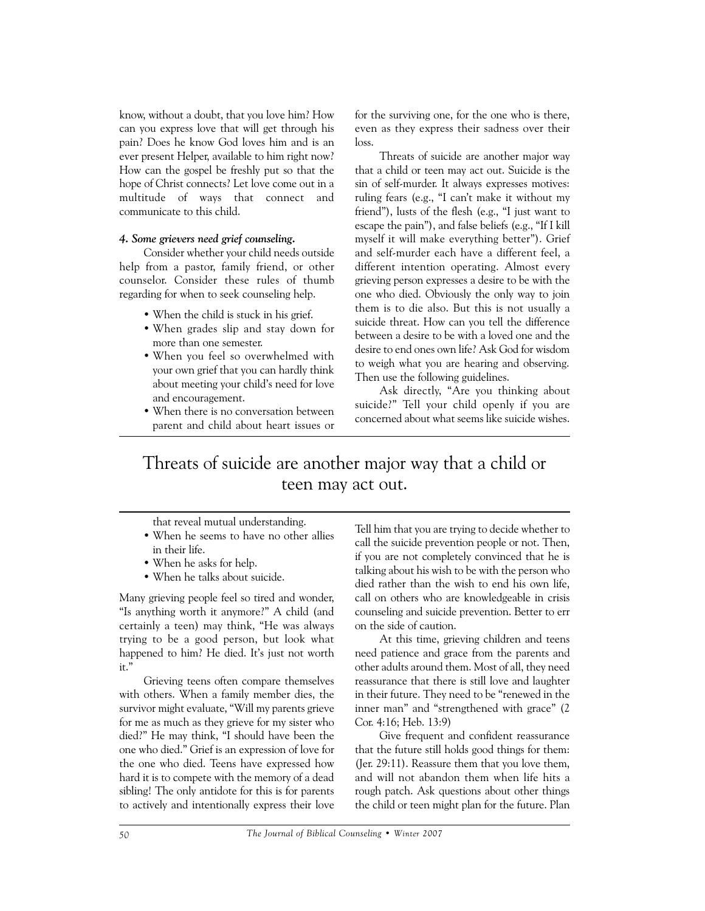know, without a doubt, that you love him? How can you express love that will get through his pain? Does he know God loves him and is an ever present Helper, available to him right now? How can the gospel be freshly put so that the hope of Christ connects? Let love come out in a multitude of ways that connect and communicate to this child.

#### *4. Some grievers need grief counseling.*

Consider whether your child needs outside help from a pastor, family friend, or other counselor. Consider these rules of thumb regarding for when to seek counseling help.

- When the child is stuck in his grief.
- When grades slip and stay down for more than one semester.
- When you feel so overwhelmed with your own grief that you can hardly think about meeting your child's need for love and encouragement.
- When there is no conversation between parent and child about heart issues or that reveal mutual understanding.
- When he seems to have no other allies in their life.
- When he asks for help.
- When he talks about suicide.

Many grieving people feel so tired and wonder, "Is anything worth it anymore?" A child (and certainly a teen) may think, "He was always trying to be a good person, but look what happened to him? He died. It's just not worth it."

Grieving teens often compare themselves with others. When a family member dies, the survivor might evaluate, "Will my parents grieve for me as much as they grieve for my sister who died?" He may think, "I should have been the one who died." Grief is an expression of love for the one who died. Teens have expressed how hard it is to compete with the memory of a dead sibling! The only antidote for this is for parents to actively and intentionally express their love for the surviving one, for the one who is there, even as they express their sadness over their loss.

Threats of suicide are another major way that a child or teen may act out. Suicide is the sin of self-murder. It always expresses motives: ruling fears (e.g., "I can't make it without my friend"), lusts of the flesh (e.g., "I just want to escape the pain"), and false beliefs (e.g., "If I kill myself it will make everything better"). Grief and self-murder each have a different feel, a different intention operating. Almost every grieving person expresses a desire to be with the one who died. Obviously the only way to join them is to die also. But this is not usually a suicide threat. How can you tell the difference between a desire to be with a loved one and the desire to end ones own life? Ask God for wisdom to weigh what you are hearing and observing. Then use the following guidelines.

Ask directly, "Are you thinking about suicide?" Tell your child openly if you are concerned about what seems like suicide wishes.

> Threats of suicide are another major way that a child or teen may act out.

Tell him that you are trying to decide whether to call the suicide prevention people or not. Then, if you are not completely convinced that he is talking about his wish to be with the person who died rather than the wish to end his own life, call on others who are knowledgeable in crisis counseling and suicide prevention. Better to err on the side of caution.

At this time, grieving children and teens need patience and grace from the parents and other adults around them. Most of all, they need reassurance that there is still love and laughter in their future. They need to be "renewed in the inner man" and "strengthened with grace" (2 Cor. 4:16; Heb. 13:9)

Give frequent and confident reassurance that the future still holds good things for them: (Jer. 29:11). Reassure them that you love them, and will not abandon them when life hits a rough patch. Ask questions about other things the child or teen might plan for the future. Plan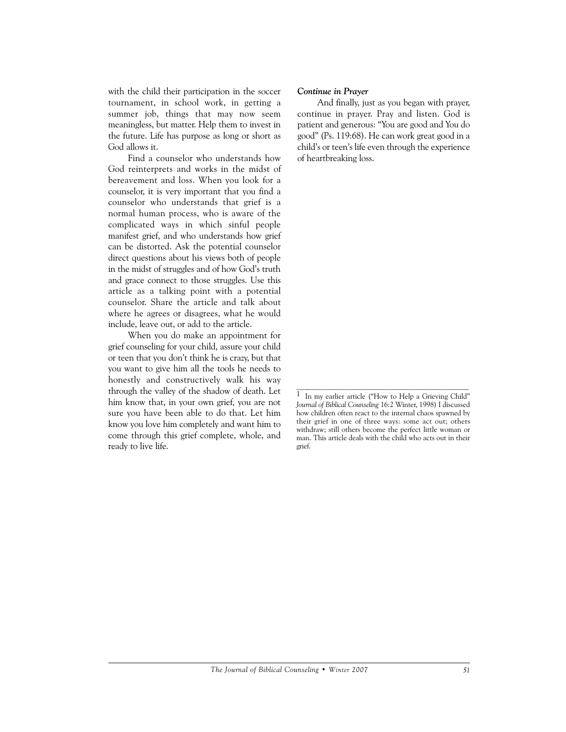with the child their participation in the soccer tournament, in school work, in getting a summer job, things that may now seem meaningless, but matter. Help them to invest in the future. Life has purpose as long or short as God allows it.

Find a counselor who understands how God reinterprets and works in the midst of bereavement and loss. When you look for a counselor, it is very important that you find a counselor who understands that grief is a normal human process, who is aware of the complicated ways in which sinful people manifest grief, and who understands how grief can be distorted. Ask the potential counselor direct questions about his views both of people in the midst of struggles and of how God's truth and grace connect to those struggles. Use this article as a talking point with a potential counselor. Share the article and talk about where he agrees or disagrees, what he would include, leave out, or add to the article.

When you do make an appointment for grief counseling for your child, assure your child or teen that you don't think he is crazy, but that you want to give him all the tools he needs to honestly and constructively walk his way through the valley of the shadow of death. Let him know that, in your own grief, you are not sure you have been able to do that. Let him know you love him completely and want him to come through this grief complete, whole, and ready to live life.

### *Continue in Prayer*

And finally, just as you began with prayer, continue in prayer. Pray and listen. God is patient and generous: "You are good and You do good" (Ps. 119:68). He can work great good in a child's or teen's life even through the experience of heartbreaking loss.

---

[1] In my earlier article ("How to Help a Grieving Child" *Journal of Biblical Counseling* 16:2 Winter, 1998) I discussed how children often react to the internal chaos spawned by their grief in one of three ways: some act out; others withdraw; still others become the perfect little woman or man. This article deals with the child who acts out in their grief.